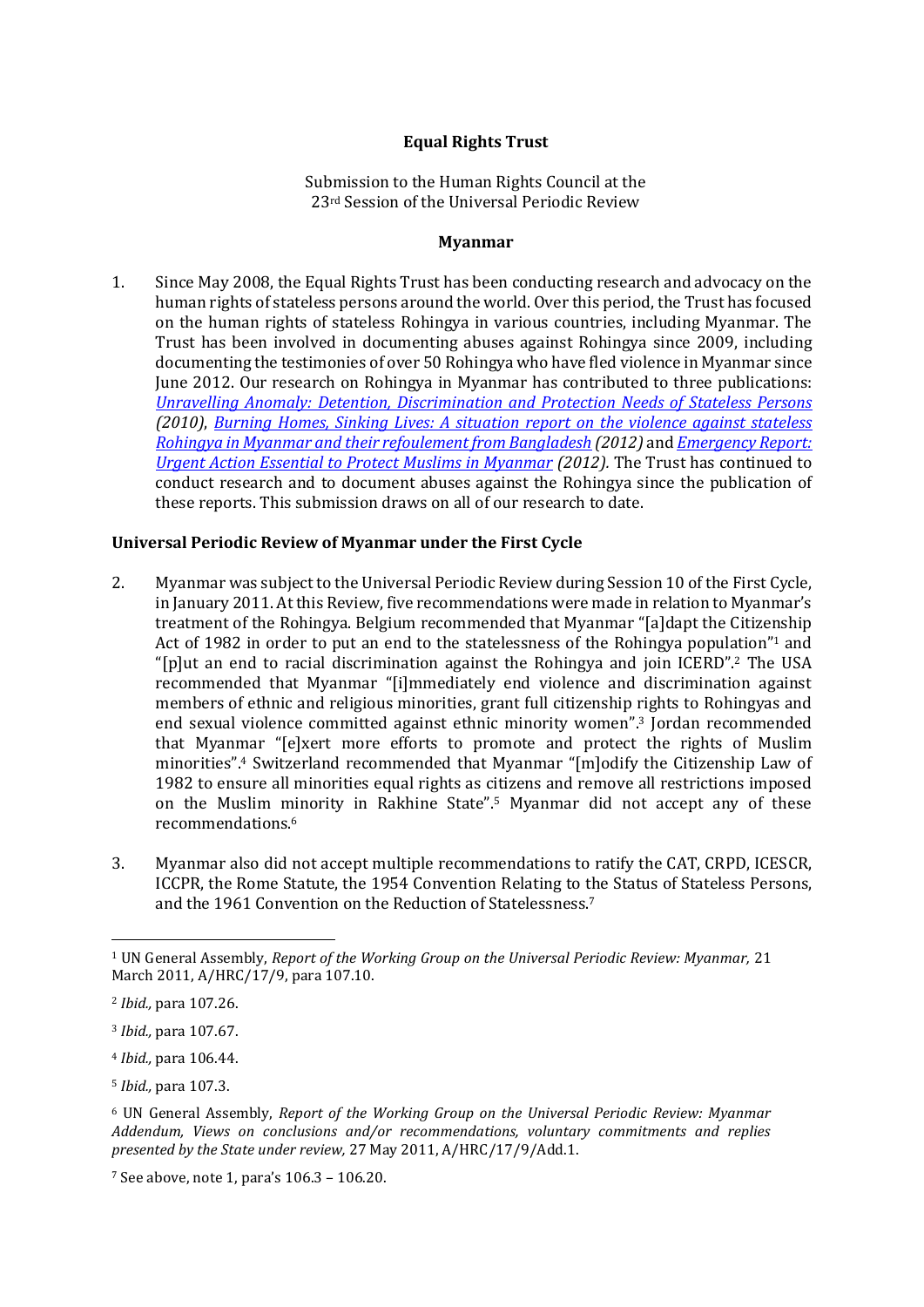**Equal Rights Trust**

Submission to the Human Rights Council at the 23rd Session of the Universal Periodic Review

**Myanmar**

1. Since May 2008, the Equal Rights Trust has been conducting research and advocacy on the human rights of stateless persons around the world. Over this period, the Trust has focused on the human rights of stateless Rohingya in various countries, including Myanmar. The Trust has been involved in documenting abuses against Rohingya since 2009, including documenting the testimonies of over 50 Rohingya who have fled violence in Myanmar since June 2012. Our research on Rohingya in Myanmar has contributed to three publications: *Unravelling Anomaly: Detention, Discrimination and Protection Needs of Stateless Persons (2010)*, *Burning Homes, Sinking Lives: A situation report on the violence against stateless Rohingya in Myanmar and their refoulement from Bangladesh (2012)* and *Emergency Report: Urgent Action Essential to Protect Muslims in Myanmar (2012).* The Trust has continued to conduct research and to document abuses against the Rohingya since the publication of these reports. This submission draws on all of our research to date.

## Universal Periodic Review of Myanmar under the First Cycle

2. Myanmar was subject to the Universal Periodic Review during Session 10 of the First Cycle, in January 2011. At this Review, five recommendations were made in relation to Myanmar's treatment of the Rohingya. Belgium recommended that Myanmar "[a]dapt the Citizenship Act of 1982 in order to put an end to the statelessness of the Rohingya population"[1] and "[p]ut an end to racial discrimination against the Rohingya and join ICERD".[2] The USA recommended that Myanmar "[i]mmediately end violence and discrimination against members of ethnic and religious minorities, grant full citizenship rights to Rohingyas and end sexual violence committed against ethnic minority women".[3] Jordan recommended that Myanmar "[e]xert more efforts to promote and protect the rights of Muslim minorities".[4] Switzerland recommended that Myanmar "[m]odify the Citizenship Law of 1982 to ensure all minorities equal rights as citizens and remove all restrictions imposed on the Muslim minority in Rakhine State".[5] Myanmar did not accept any of these recommendations.[6]

3. Myanmar also did not accept multiple recommendations to ratify the CAT, CRPD, ICESCR, ICCPR, the Rome Statute, the 1954 Convention Relating to the Status of Stateless Persons, and the 1961 Convention on the Reduction of Statelessness.[7]

---

[1] UN General Assembly, *Report of the Working Group on the Universal Periodic Review: Myanmar,* 21 March 2011, A/HRC/17/9, para 107.10.

[2] *Ibid.,* para 107.26.

[3] *Ibid.,* para 107.67.

[4] *Ibid.,* para 106.44.

[5] *Ibid.,* para 107.3.

[6] UN General Assembly, *Report of the Working Group on the Universal Periodic Review: Myanmar Addendum, Views on conclusions and/or recommendations, voluntary commitments and replies presented by the State under review,* 27 May 2011, A/HRC/17/9/Add.1.

[7] See above, note 1, para's 106.3 – 106.20.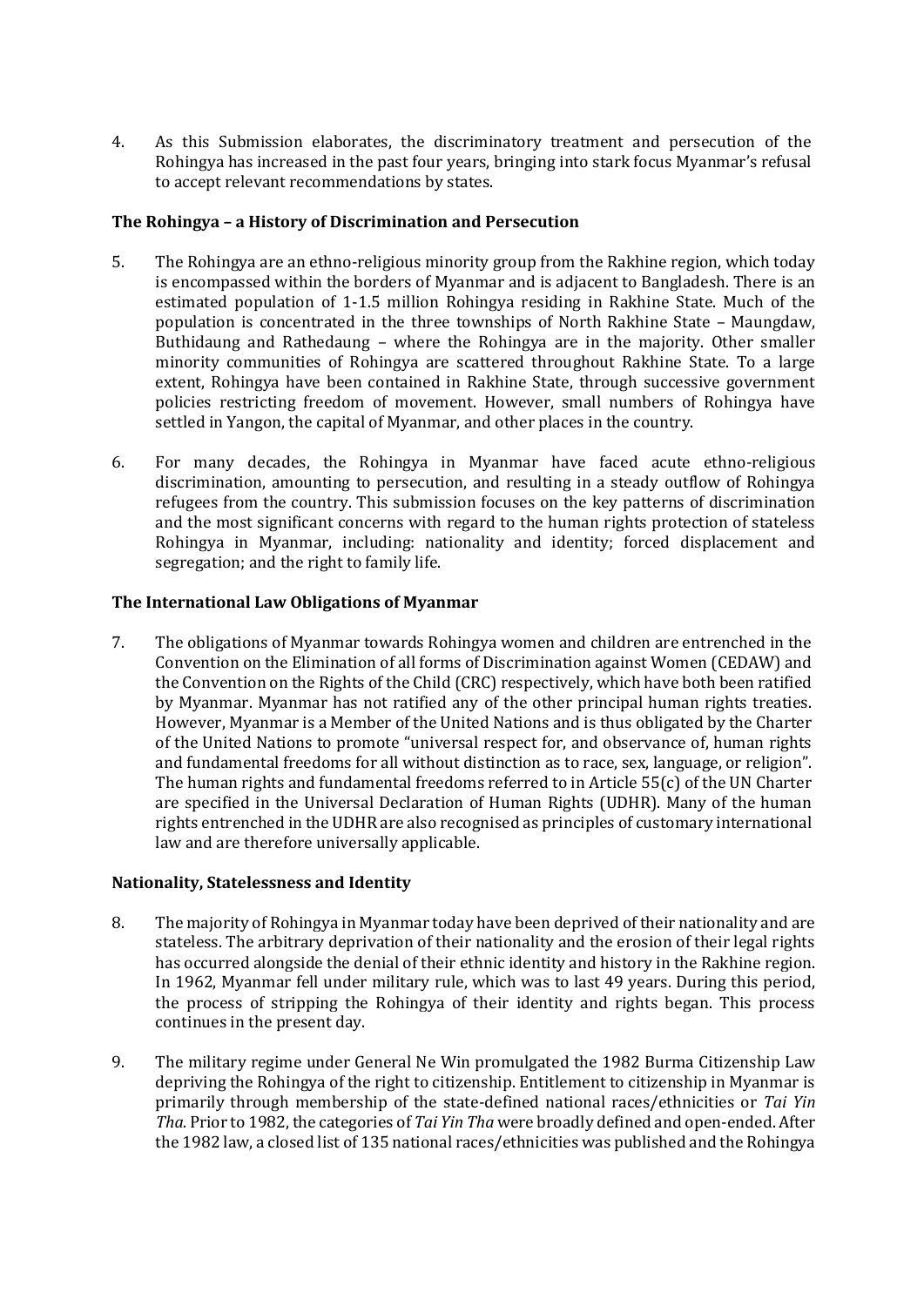4. As this Submission elaborates, the discriminatory treatment and persecution of the Rohingya has increased in the past four years, bringing into stark focus Myanmar's refusal to accept relevant recommendations by states.

**The Rohingya – a History of Discrimination and Persecution**

5. The Rohingya are an ethno-religious minority group from the Rakhine region, which today is encompassed within the borders of Myanmar and is adjacent to Bangladesh. There is an estimated population of 1-1.5 million Rohingya residing in Rakhine State. Much of the population is concentrated in the three townships of North Rakhine State – Maungdaw, Buthidaung and Rathedaung – where the Rohingya are in the majority. Other smaller minority communities of Rohingya are scattered throughout Rakhine State. To a large extent, Rohingya have been contained in Rakhine State, through successive government policies restricting freedom of movement. However, small numbers of Rohingya have settled in Yangon, the capital of Myanmar, and other places in the country.

6. For many decades, the Rohingya in Myanmar have faced acute ethno-religious discrimination, amounting to persecution, and resulting in a steady outflow of Rohingya refugees from the country. This submission focuses on the key patterns of discrimination and the most significant concerns with regard to the human rights protection of stateless Rohingya in Myanmar, including: nationality and identity; forced displacement and segregation; and the right to family life.

**The International Law Obligations of Myanmar**

7. The obligations of Myanmar towards Rohingya women and children are entrenched in the Convention on the Elimination of all forms of Discrimination against Women (CEDAW) and the Convention on the Rights of the Child (CRC) respectively, which have both been ratified by Myanmar. Myanmar has not ratified any of the other principal human rights treaties. However, Myanmar is a Member of the United Nations and is thus obligated by the Charter of the United Nations to promote "universal respect for, and observance of, human rights and fundamental freedoms for all without distinction as to race, sex, language, or religion". The human rights and fundamental freedoms referred to in Article 55(c) of the UN Charter are specified in the Universal Declaration of Human Rights (UDHR). Many of the human rights entrenched in the UDHR are also recognised as principles of customary international law and are therefore universally applicable.

**Nationality, Statelessness and Identity**

8. The majority of Rohingya in Myanmar today have been deprived of their nationality and are stateless. The arbitrary deprivation of their nationality and the erosion of their legal rights has occurred alongside the denial of their ethnic identity and history in the Rakhine region. In 1962, Myanmar fell under military rule, which was to last 49 years. During this period, the process of stripping the Rohingya of their identity and rights began. This process continues in the present day.

9. The military regime under General Ne Win promulgated the 1982 Burma Citizenship Law depriving the Rohingya of the right to citizenship. Entitlement to citizenship in Myanmar is primarily through membership of the state-defined national races/ethnicities or *Tai Yin Tha*. Prior to 1982, the categories of *Tai Yin Tha* were broadly defined and open-ended. After the 1982 law, a closed list of 135 national races/ethnicities was published and the Rohingya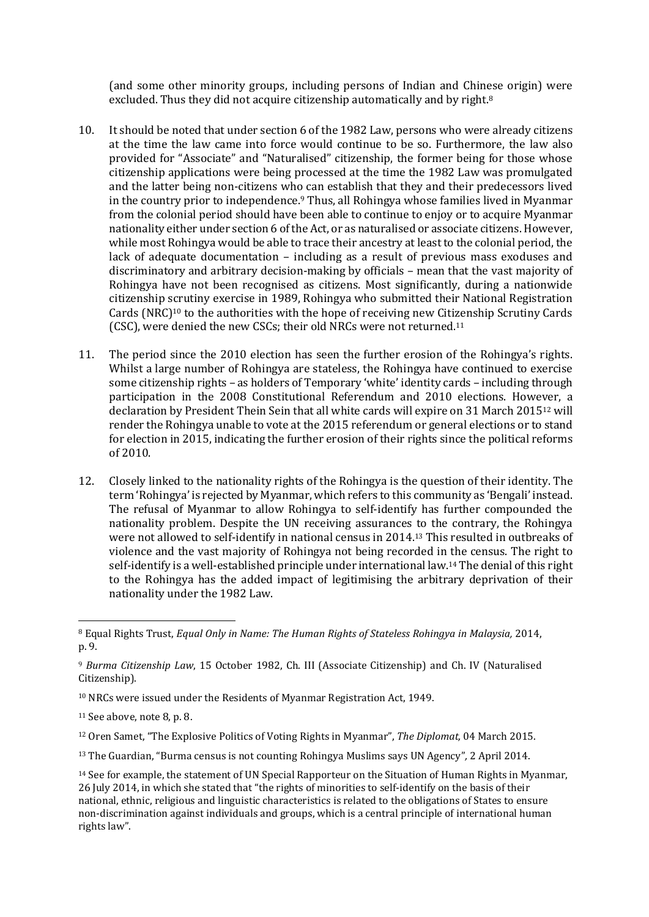(and some other minority groups, including persons of Indian and Chinese origin) were excluded. Thus they did not acquire citizenship automatically and by right.[8]

10. It should be noted that under section 6 of the 1982 Law, persons who were already citizens at the time the law came into force would continue to be so. Furthermore, the law also provided for "Associate" and "Naturalised" citizenship, the former being for those whose citizenship applications were being processed at the time the 1982 Law was promulgated and the latter being non-citizens who can establish that they and their predecessors lived in the country prior to independence.[9] Thus, all Rohingya whose families lived in Myanmar from the colonial period should have been able to continue to enjoy or to acquire Myanmar nationality either under section 6 of the Act, or as naturalised or associate citizens. However, while most Rohingya would be able to trace their ancestry at least to the colonial period, the lack of adequate documentation – including as a result of previous mass exoduses and discriminatory and arbitrary decision-making by officials – mean that the vast majority of Rohingya have not been recognised as citizens. Most significantly, during a nationwide citizenship scrutiny exercise in 1989, Rohingya who submitted their National Registration Cards (NRC)[10] to the authorities with the hope of receiving new Citizenship Scrutiny Cards (CSC), were denied the new CSCs; their old NRCs were not returned.[11]

11. The period since the 2010 election has seen the further erosion of the Rohingya's rights. Whilst a large number of Rohingya are stateless, the Rohingya have continued to exercise some citizenship rights – as holders of Temporary 'white' identity cards – including through participation in the 2008 Constitutional Referendum and 2010 elections. However, a declaration by President Thein Sein that all white cards will expire on 31 March 2015[12] will render the Rohingya unable to vote at the 2015 referendum or general elections or to stand for election in 2015, indicating the further erosion of their rights since the political reforms of 2010.

12. Closely linked to the nationality rights of the Rohingya is the question of their identity. The term 'Rohingya' is rejected by Myanmar, which refers to this community as 'Bengali' instead. The refusal of Myanmar to allow Rohingya to self-identify has further compounded the nationality problem. Despite the UN receiving assurances to the contrary, the Rohingya were not allowed to self-identify in national census in 2014.[13] This resulted in outbreaks of violence and the vast majority of Rohingya not being recorded in the census. The right to self-identify is a well-established principle under international law.[14] The denial of this right to the Rohingya has the added impact of legitimising the arbitrary deprivation of their nationality under the 1982 Law.

---

[8] Equal Rights Trust, *Equal Only in Name: The Human Rights of Stateless Rohingya in Malaysia,* 2014, p. 9.

[9] *Burma Citizenship Law*, 15 October 1982, Ch. III (Associate Citizenship) and Ch. IV (Naturalised Citizenship).

[10] NRCs were issued under the Residents of Myanmar Registration Act, 1949.

[11] See above, note 8, p. 8.

[12] Oren Samet, "The Explosive Politics of Voting Rights in Myanmar", *The Diplomat,* 04 March 2015.

[13] The Guardian, "Burma census is not counting Rohingya Muslims says UN Agency", 2 April 2014.

[14] See for example, the statement of UN Special Rapporteur on the Situation of Human Rights in Myanmar, 26 July 2014, in which she stated that "the rights of minorities to self-identify on the basis of their national, ethnic, religious and linguistic characteristics is related to the obligations of States to ensure non-discrimination against individuals and groups, which is a central principle of international human rights law".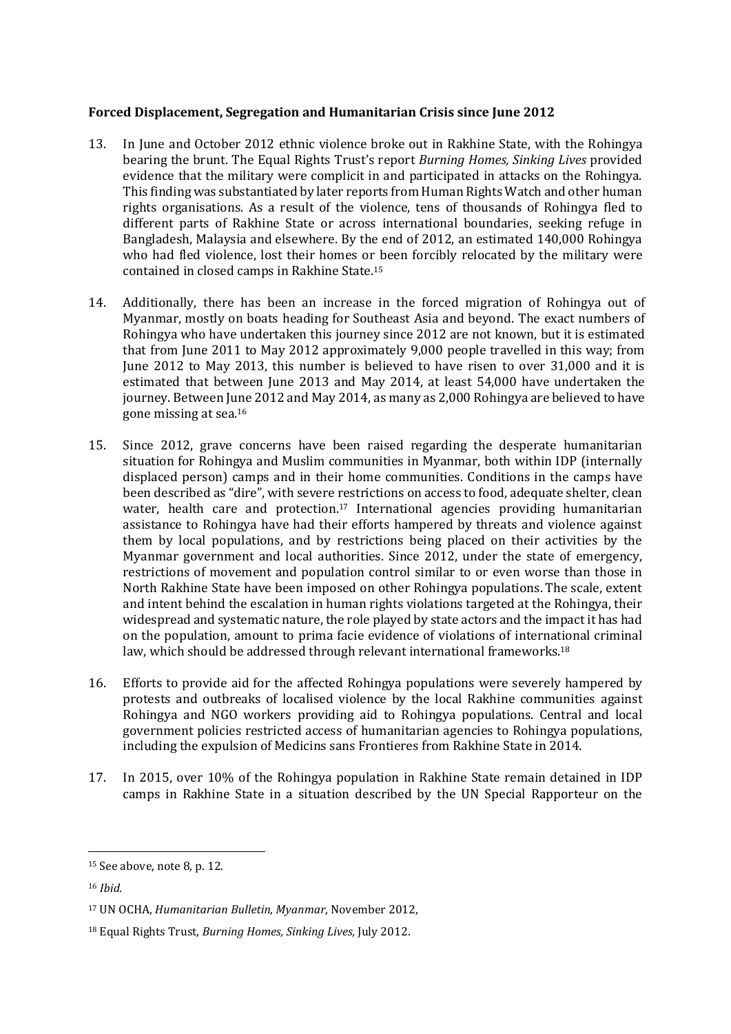**Forced Displacement, Segregation and Humanitarian Crisis since June 2012**

13. In June and October 2012 ethnic violence broke out in Rakhine State, with the Rohingya bearing the brunt. The Equal Rights Trust's report *Burning Homes, Sinking Lives* provided evidence that the military were complicit in and participated in attacks on the Rohingya. This finding was substantiated by later reports from Human Rights Watch and other human rights organisations. As a result of the violence, tens of thousands of Rohingya fled to different parts of Rakhine State or across international boundaries, seeking refuge in Bangladesh, Malaysia and elsewhere. By the end of 2012, an estimated 140,000 Rohingya who had fled violence, lost their homes or been forcibly relocated by the military were contained in closed camps in Rakhine State.[15]

14. Additionally, there has been an increase in the forced migration of Rohingya out of Myanmar, mostly on boats heading for Southeast Asia and beyond. The exact numbers of Rohingya who have undertaken this journey since 2012 are not known, but it is estimated that from June 2011 to May 2012 approximately 9,000 people travelled in this way; from June 2012 to May 2013, this number is believed to have risen to over 31,000 and it is estimated that between June 2013 and May 2014, at least 54,000 have undertaken the journey. Between June 2012 and May 2014, as many as 2,000 Rohingya are believed to have gone missing at sea.[16]

15. Since 2012, grave concerns have been raised regarding the desperate humanitarian situation for Rohingya and Muslim communities in Myanmar, both within IDP (internally displaced person) camps and in their home communities. Conditions in the camps have been described as "dire", with severe restrictions on access to food, adequate shelter, clean water, health care and protection.[17] International agencies providing humanitarian assistance to Rohingya have had their efforts hampered by threats and violence against them by local populations, and by restrictions being placed on their activities by the Myanmar government and local authorities. Since 2012, under the state of emergency, restrictions of movement and population control similar to or even worse than those in North Rakhine State have been imposed on other Rohingya populations. The scale, extent and intent behind the escalation in human rights violations targeted at the Rohingya, their widespread and systematic nature, the role played by state actors and the impact it has had on the population, amount to prima facie evidence of violations of international criminal law, which should be addressed through relevant international frameworks.[18]

16. Efforts to provide aid for the affected Rohingya populations were severely hampered by protests and outbreaks of localised violence by the local Rakhine communities against Rohingya and NGO workers providing aid to Rohingya populations. Central and local government policies restricted access of humanitarian agencies to Rohingya populations, including the expulsion of Medicins sans Frontieres from Rakhine State in 2014.

17. In 2015, over 10% of the Rohingya population in Rakhine State remain detained in IDP camps in Rakhine State in a situation described by the UN Special Rapporteur on the

---

[15] See above, note 8, p. 12.

[16] *Ibid.*

[17] UN OCHA, *Humanitarian Bulletin, Myanmar*, November 2012,

[18] Equal Rights Trust, *Burning Homes, Sinking Lives,* July 2012.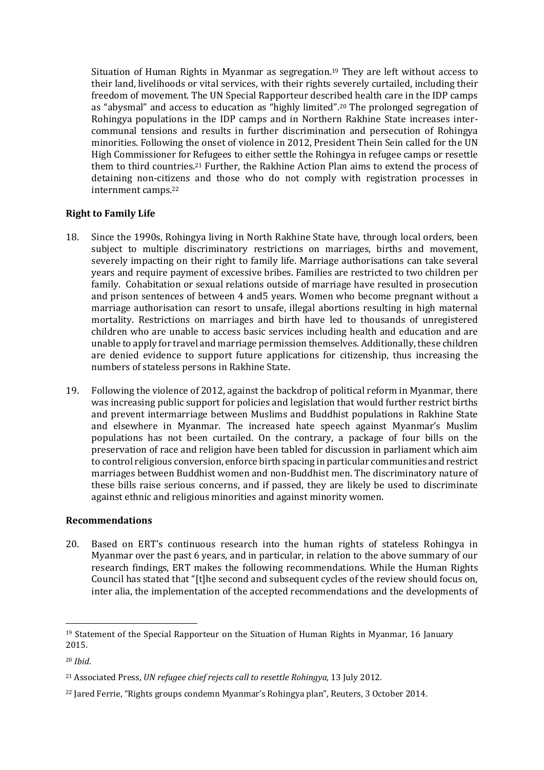Situation of Human Rights in Myanmar as segregation.[19] They are left without access to their land, livelihoods or vital services, with their rights severely curtailed, including their freedom of movement. The UN Special Rapporteur described health care in the IDP camps as "abysmal" and access to education as "highly limited".[20] The prolonged segregation of Rohingya populations in the IDP camps and in Northern Rakhine State increases inter-communal tensions and results in further discrimination and persecution of Rohingya minorities. Following the onset of violence in 2012, President Thein Sein called for the UN High Commissioner for Refugees to either settle the Rohingya in refugee camps or resettle them to third countries.[21] Further, the Rakhine Action Plan aims to extend the process of detaining non-citizens and those who do not comply with registration processes in internment camps.[22]

**Right to Family Life**

18. Since the 1990s, Rohingya living in North Rakhine State have, through local orders, been subject to multiple discriminatory restrictions on marriages, births and movement, severely impacting on their right to family life. Marriage authorisations can take several years and require payment of excessive bribes. Families are restricted to two children per family. Cohabitation or sexual relations outside of marriage have resulted in prosecution and prison sentences of between 4 and5 years. Women who become pregnant without a marriage authorisation can resort to unsafe, illegal abortions resulting in high maternal mortality. Restrictions on marriages and birth have led to thousands of unregistered children who are unable to access basic services including health and education and are unable to apply for travel and marriage permission themselves. Additionally, these children are denied evidence to support future applications for citizenship, thus increasing the numbers of stateless persons in Rakhine State.

19. Following the violence of 2012, against the backdrop of political reform in Myanmar, there was increasing public support for policies and legislation that would further restrict births and prevent intermarriage between Muslims and Buddhist populations in Rakhine State and elsewhere in Myanmar. The increased hate speech against Myanmar's Muslim populations has not been curtailed. On the contrary, a package of four bills on the preservation of race and religion have been tabled for discussion in parliament which aim to control religious conversion, enforce birth spacing in particular communities and restrict marriages between Buddhist women and non-Buddhist men. The discriminatory nature of these bills raise serious concerns, and if passed, they are likely be used to discriminate against ethnic and religious minorities and against minority women.

**Recommendations**

20. Based on ERT's continuous research into the human rights of stateless Rohingya in Myanmar over the past 6 years, and in particular, in relation to the above summary of our research findings, ERT makes the following recommendations. While the Human Rights Council has stated that "[t]he second and subsequent cycles of the review should focus on, inter alia, the implementation of the accepted recommendations and the developments of

---

[19] Statement of the Special Rapporteur on the Situation of Human Rights in Myanmar, 16 January 2015.

[20] *Ibid*.

[21] Associated Press, *UN refugee chief rejects call to resettle Rohingya,* 13 July 2012.

[22] Jared Ferrie, "Rights groups condemn Myanmar's Rohingya plan", Reuters, 3 October 2014.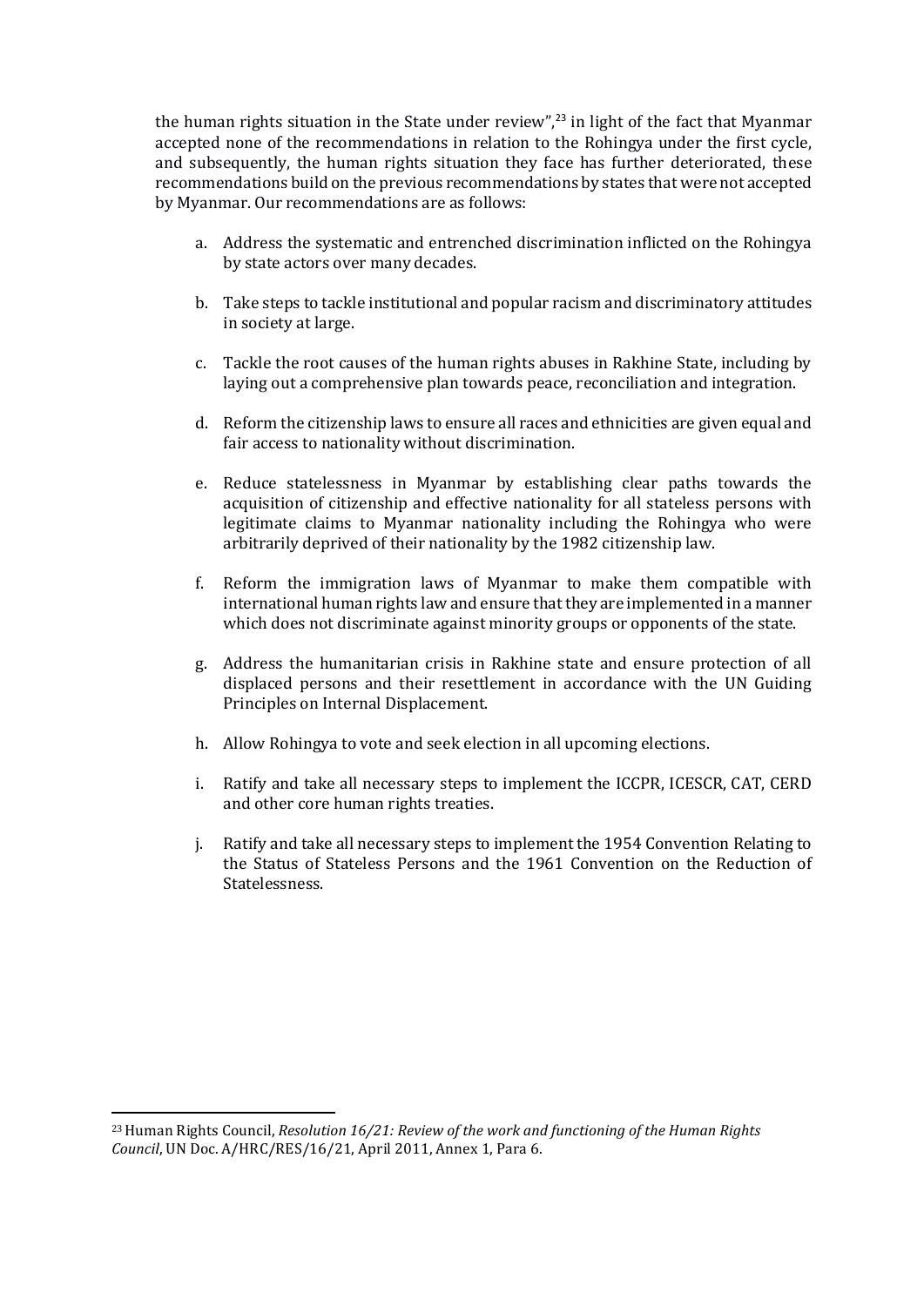the human rights situation in the State under review",[23] in light of the fact that Myanmar accepted none of the recommendations in relation to the Rohingya under the first cycle, and subsequently, the human rights situation they face has further deteriorated, these recommendations build on the previous recommendations by states that were not accepted by Myanmar. Our recommendations are as follows:

a. Address the systematic and entrenched discrimination inflicted on the Rohingya by state actors over many decades.

b. Take steps to tackle institutional and popular racism and discriminatory attitudes in society at large.

c. Tackle the root causes of the human rights abuses in Rakhine State, including by laying out a comprehensive plan towards peace, reconciliation and integration.

d. Reform the citizenship laws to ensure all races and ethnicities are given equal and fair access to nationality without discrimination.

e. Reduce statelessness in Myanmar by establishing clear paths towards the acquisition of citizenship and effective nationality for all stateless persons with legitimate claims to Myanmar nationality including the Rohingya who were arbitrarily deprived of their nationality by the 1982 citizenship law.

f. Reform the immigration laws of Myanmar to make them compatible with international human rights law and ensure that they are implemented in a manner which does not discriminate against minority groups or opponents of the state.

g. Address the humanitarian crisis in Rakhine state and ensure protection of all displaced persons and their resettlement in accordance with the UN Guiding Principles on Internal Displacement.

h. Allow Rohingya to vote and seek election in all upcoming elections.

i. Ratify and take all necessary steps to implement the ICCPR, ICESCR, CAT, CERD and other core human rights treaties.

j. Ratify and take all necessary steps to implement the 1954 Convention Relating to the Status of Stateless Persons and the 1961 Convention on the Reduction of Statelessness.

---

[23] Human Rights Council, *Resolution 16/21: Review of the work and functioning of the Human Rights Council*, UN Doc. A/HRC/RES/16/21, April 2011, Annex 1, Para 6.